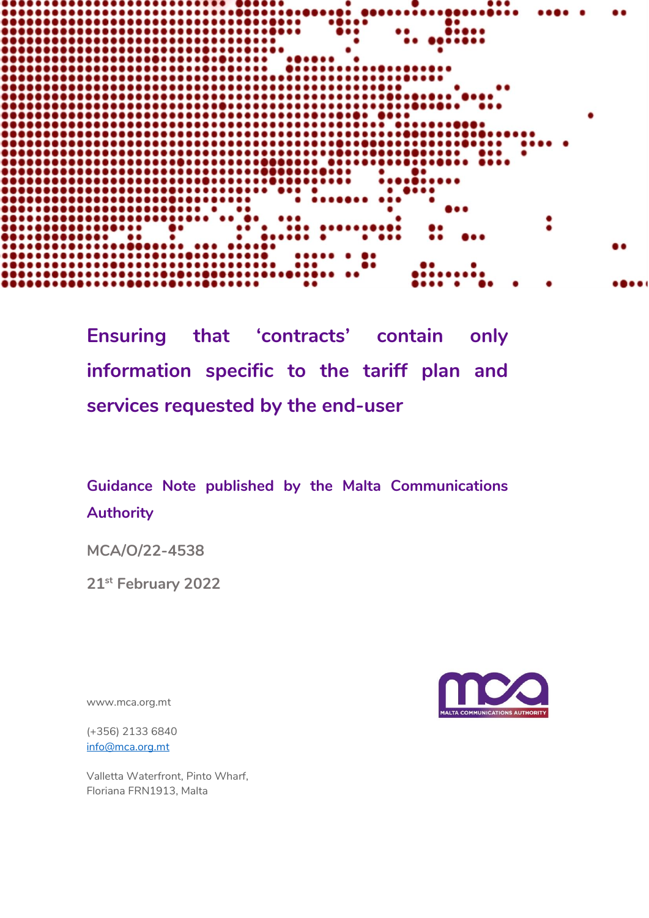# Ensuring that 'contracts' contain only information specific to the tariff plan and services requested by the end-user

## Guidance Note published by the Malta Communications Authority

MCA/O/22-4538

21st February 2022

www.mca.org.mt

(+356) 2133 6840
info@mca.org.mt

Valletta Waterfront, Pinto Wharf,
Floriana FRN1913, Malta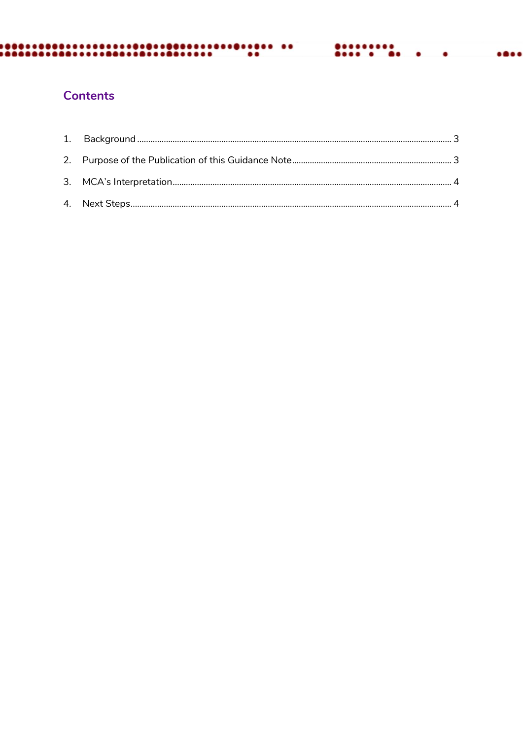## Contents

1. Background ........................................................................ 3
2. Purpose of the Publication of this Guidance Note ........................................................................ 3
3. MCA's Interpretation ........................................................................ 4
4. Next Steps ........................................................................ 4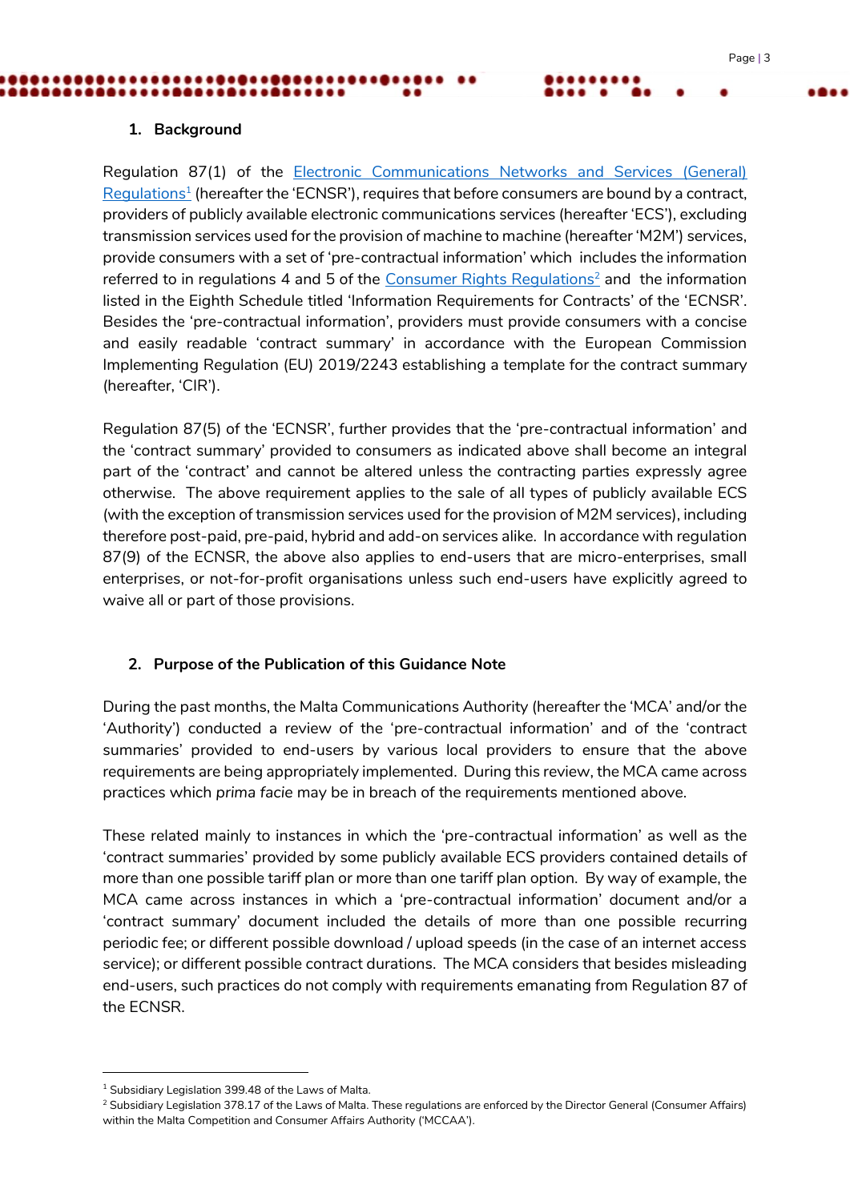## 1. Background

Regulation 87(1) of the Electronic Communications Networks and Services (General) Regulations[1] (hereafter the 'ECNSR'), requires that before consumers are bound by a contract, providers of publicly available electronic communications services (hereafter 'ECS'), excluding transmission services used for the provision of machine to machine (hereafter 'M2M') services, provide consumers with a set of 'pre-contractual information' which includes the information referred to in regulations 4 and 5 of the Consumer Rights Regulations[2] and the information listed in the Eighth Schedule titled 'Information Requirements for Contracts' of the 'ECNSR'. Besides the 'pre-contractual information', providers must provide consumers with a concise and easily readable 'contract summary' in accordance with the European Commission Implementing Regulation (EU) 2019/2243 establishing a template for the contract summary (hereafter, 'CIR').

Regulation 87(5) of the 'ECNSR', further provides that the 'pre-contractual information' and the 'contract summary' provided to consumers as indicated above shall become an integral part of the 'contract' and cannot be altered unless the contracting parties expressly agree otherwise. The above requirement applies to the sale of all types of publicly available ECS (with the exception of transmission services used for the provision of M2M services), including therefore post-paid, pre-paid, hybrid and add-on services alike. In accordance with regulation 87(9) of the ECNSR, the above also applies to end-users that are micro-enterprises, small enterprises, or not-for-profit organisations unless such end-users have explicitly agreed to waive all or part of those provisions.

## 2. Purpose of the Publication of this Guidance Note

During the past months, the Malta Communications Authority (hereafter the 'MCA' and/or the 'Authority') conducted a review of the 'pre-contractual information' and of the 'contract summaries' provided to end-users by various local providers to ensure that the above requirements are being appropriately implemented. During this review, the MCA came across practices which *prima facie* may be in breach of the requirements mentioned above.

These related mainly to instances in which the 'pre-contractual information' as well as the 'contract summaries' provided by some publicly available ECS providers contained details of more than one possible tariff plan or more than one tariff plan option. By way of example, the MCA came across instances in which a 'pre-contractual information' document and/or a 'contract summary' document included the details of more than one possible recurring periodic fee; or different possible download / upload speeds (in the case of an internet access service); or different possible contract durations. The MCA considers that besides misleading end-users, such practices do not comply with requirements emanating from Regulation 87 of the ECNSR.

---

[1] Subsidiary Legislation 399.48 of the Laws of Malta.

[2] Subsidiary Legislation 378.17 of the Laws of Malta. These regulations are enforced by the Director General (Consumer Affairs) within the Malta Competition and Consumer Affairs Authority ('MCCAA').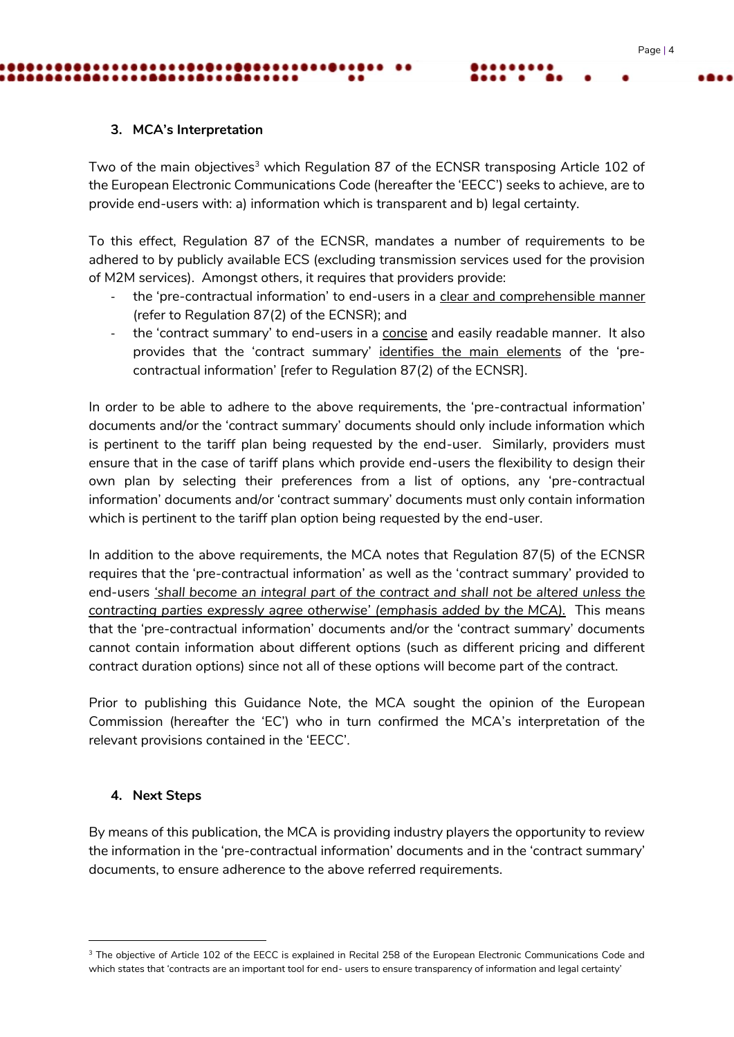## 3. MCA's Interpretation

Two of the main objectives[3] which Regulation 87 of the ECNSR transposing Article 102 of the European Electronic Communications Code (hereafter the 'EECC') seeks to achieve, are to provide end-users with: a) information which is transparent and b) legal certainty.

To this effect, Regulation 87 of the ECNSR, mandates a number of requirements to be adhered to by publicly available ECS (excluding transmission services used for the provision of M2M services). Amongst others, it requires that providers provide:

- the 'pre-contractual information' to end-users in a <u>clear and comprehensible manner</u> (refer to Regulation 87(2) of the ECNSR); and
- the 'contract summary' to end-users in a <u>concise</u> and easily readable manner. It also provides that the 'contract summary' <u>identifies the main elements</u> of the 'pre-contractual information' [refer to Regulation 87(2) of the ECNSR].

In order to be able to adhere to the above requirements, the 'pre-contractual information' documents and/or the 'contract summary' documents should only include information which is pertinent to the tariff plan being requested by the end-user. Similarly, providers must ensure that in the case of tariff plans which provide end-users the flexibility to design their own plan by selecting their preferences from a list of options, any 'pre-contractual information' documents and/or 'contract summary' documents must only contain information which is pertinent to the tariff plan option being requested by the end-user.

In addition to the above requirements, the MCA notes that Regulation 87(5) of the ECNSR requires that the 'pre-contractual information' as well as the 'contract summary' provided to end-users <u>*'shall become an integral part of the contract and shall not be altered unless the contracting parties expressly agree otherwise' (emphasis added by the MCA).*</u> This means that the 'pre-contractual information' documents and/or the 'contract summary' documents cannot contain information about different options (such as different pricing and different contract duration options) since not all of these options will become part of the contract.

Prior to publishing this Guidance Note, the MCA sought the opinion of the European Commission (hereafter the 'EC') who in turn confirmed the MCA's interpretation of the relevant provisions contained in the 'EECC'.

## 4. Next Steps

By means of this publication, the MCA is providing industry players the opportunity to review the information in the 'pre-contractual information' documents and in the 'contract summary' documents, to ensure adherence to the above referred requirements.

---

[3] The objective of Article 102 of the EECC is explained in Recital 258 of the European Electronic Communications Code and which states that 'contracts are an important tool for end- users to ensure transparency of information and legal certainty'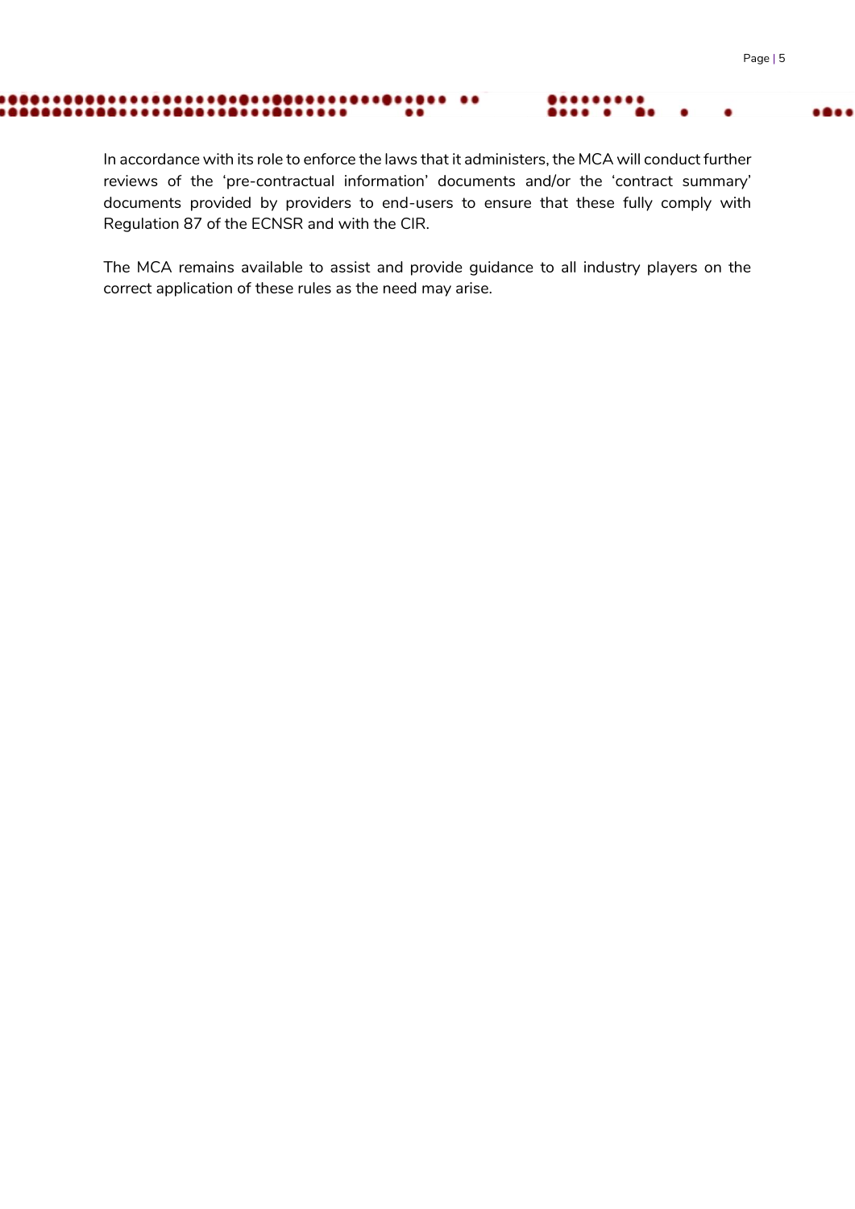In accordance with its role to enforce the laws that it administers, the MCA will conduct further reviews of the 'pre-contractual information' documents and/or the 'contract summary' documents provided by providers to end-users to ensure that these fully comply with Regulation 87 of the ECNSR and with the CIR.

The MCA remains available to assist and provide guidance to all industry players on the correct application of these rules as the need may arise.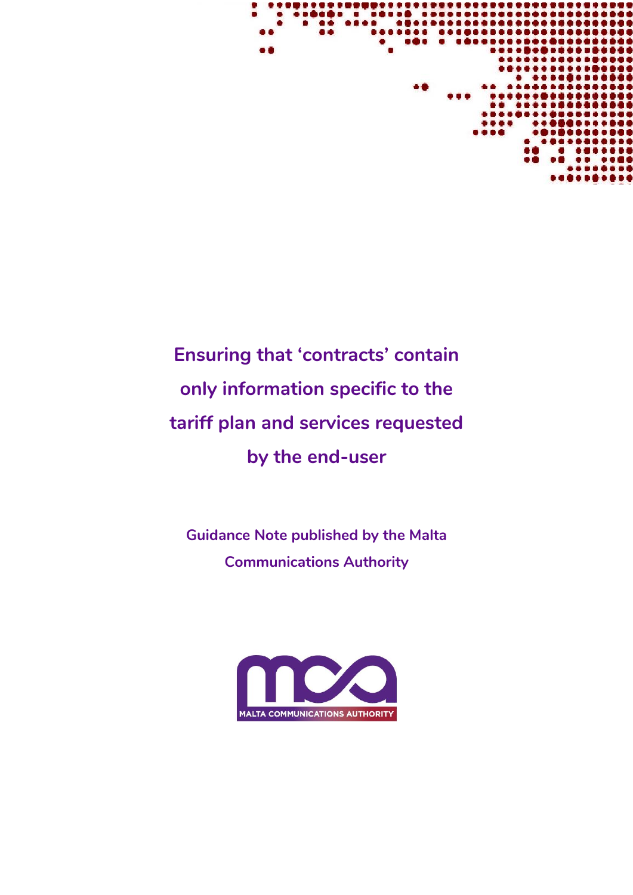# Ensuring that 'contracts' contain only information specific to the tariff plan and services requested by the end-user

**Guidance Note published by the Malta Communications Authority**

MALTA COMMUNICATIONS AUTHORITY